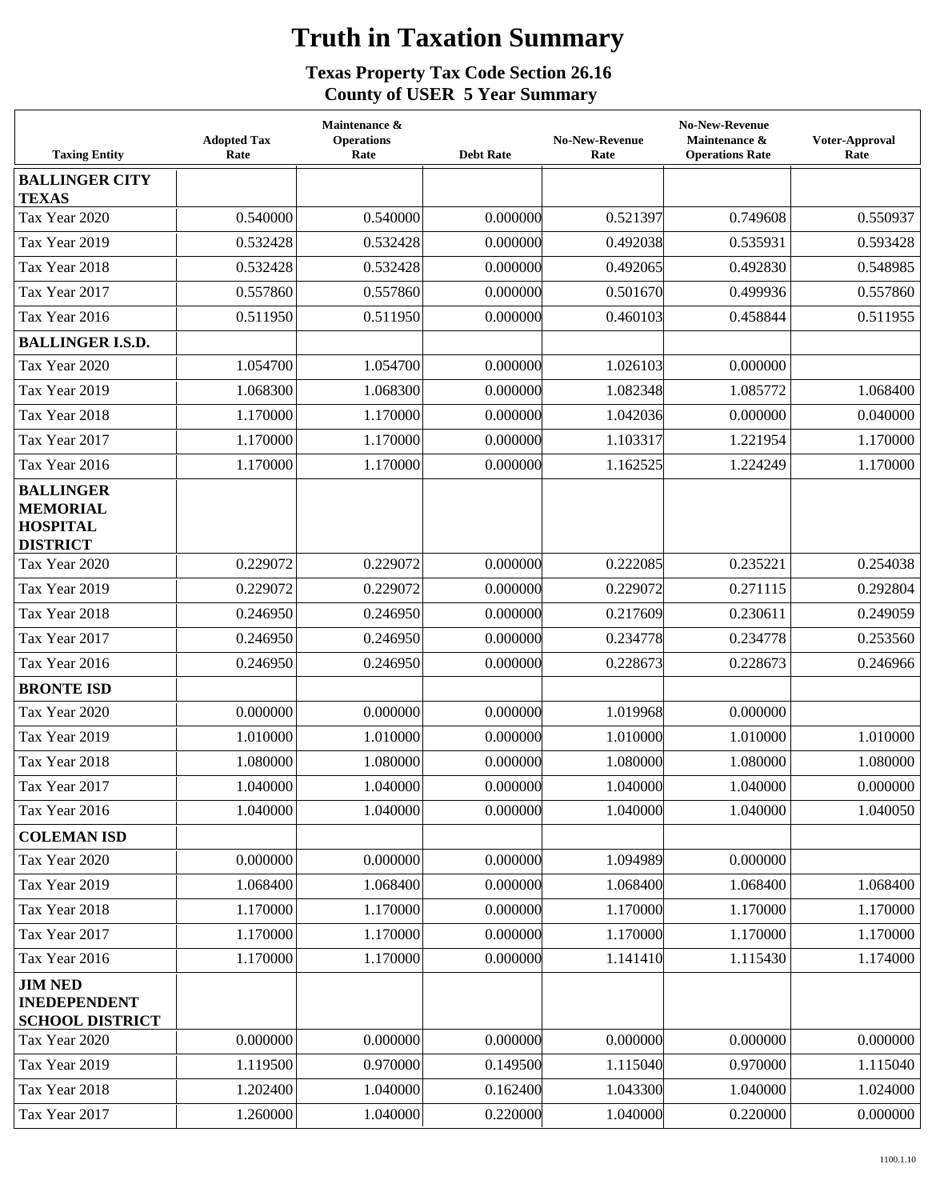# Truth in Taxation Summary

**Texas Property Tax Code Section 26.16**
**County of USER 5 Year Summary**

| Taxing Entity | Adopted Tax Rate | Maintenance & Operations Rate | Debt Rate | No-New-Revenue Rate | No-New-Revenue Maintenance & Operations Rate | Voter-Approval Rate |
|---|---|---|---|---|---|---|
| **BALLINGER CITY TEXAS** | | | | | | |
| Tax Year 2020 | 0.540000 | 0.540000 | 0.000000 | 0.521397 | 0.749608 | 0.550937 |
| Tax Year 2019 | 0.532428 | 0.532428 | 0.000000 | 0.492038 | 0.535931 | 0.593428 |
| Tax Year 2018 | 0.532428 | 0.532428 | 0.000000 | 0.492065 | 0.492830 | 0.548985 |
| Tax Year 2017 | 0.557860 | 0.557860 | 0.000000 | 0.501670 | 0.499936 | 0.557860 |
| Tax Year 2016 | 0.511950 | 0.511950 | 0.000000 | 0.460103 | 0.458844 | 0.511955 |
| **BALLINGER I.S.D.** | | | | | | |
| Tax Year 2020 | 1.054700 | 1.054700 | 0.000000 | 1.026103 | 0.000000 | |
| Tax Year 2019 | 1.068300 | 1.068300 | 0.000000 | 1.082348 | 1.085772 | 1.068400 |
| Tax Year 2018 | 1.170000 | 1.170000 | 0.000000 | 1.042036 | 0.000000 | 0.040000 |
| Tax Year 2017 | 1.170000 | 1.170000 | 0.000000 | 1.103317 | 1.221954 | 1.170000 |
| Tax Year 2016 | 1.170000 | 1.170000 | 0.000000 | 1.162525 | 1.224249 | 1.170000 |
| **BALLINGER MEMORIAL HOSPITAL DISTRICT** | | | | | | |
| Tax Year 2020 | 0.229072 | 0.229072 | 0.000000 | 0.222085 | 0.235221 | 0.254038 |
| Tax Year 2019 | 0.229072 | 0.229072 | 0.000000 | 0.229072 | 0.271115 | 0.292804 |
| Tax Year 2018 | 0.246950 | 0.246950 | 0.000000 | 0.217609 | 0.230611 | 0.249059 |
| Tax Year 2017 | 0.246950 | 0.246950 | 0.000000 | 0.234778 | 0.234778 | 0.253560 |
| Tax Year 2016 | 0.246950 | 0.246950 | 0.000000 | 0.228673 | 0.228673 | 0.246966 |
| **BRONTE ISD** | | | | | | |
| Tax Year 2020 | 0.000000 | 0.000000 | 0.000000 | 1.019968 | 0.000000 | |
| Tax Year 2019 | 1.010000 | 1.010000 | 0.000000 | 1.010000 | 1.010000 | 1.010000 |
| Tax Year 2018 | 1.080000 | 1.080000 | 0.000000 | 1.080000 | 1.080000 | 1.080000 |
| Tax Year 2017 | 1.040000 | 1.040000 | 0.000000 | 1.040000 | 1.040000 | 0.000000 |
| Tax Year 2016 | 1.040000 | 1.040000 | 0.000000 | 1.040000 | 1.040000 | 1.040050 |
| **COLEMAN ISD** | | | | | | |
| Tax Year 2020 | 0.000000 | 0.000000 | 0.000000 | 1.094989 | 0.000000 | |
| Tax Year 2019 | 1.068400 | 1.068400 | 0.000000 | 1.068400 | 1.068400 | 1.068400 |
| Tax Year 2018 | 1.170000 | 1.170000 | 0.000000 | 1.170000 | 1.170000 | 1.170000 |
| Tax Year 2017 | 1.170000 | 1.170000 | 0.000000 | 1.170000 | 1.170000 | 1.170000 |
| Tax Year 2016 | 1.170000 | 1.170000 | 0.000000 | 1.141410 | 1.115430 | 1.174000 |
| **JIM NED INEDEPENDENT SCHOOL DISTRICT** | | | | | | |
| Tax Year 2020 | 0.000000 | 0.000000 | 0.000000 | 0.000000 | 0.000000 | 0.000000 |
| Tax Year 2019 | 1.119500 | 0.970000 | 0.149500 | 1.115040 | 0.970000 | 1.115040 |
| Tax Year 2018 | 1.202400 | 1.040000 | 0.162400 | 1.043300 | 1.040000 | 1.024000 |
| Tax Year 2017 | 1.260000 | 1.040000 | 0.220000 | 1.040000 | 0.220000 | 0.000000 |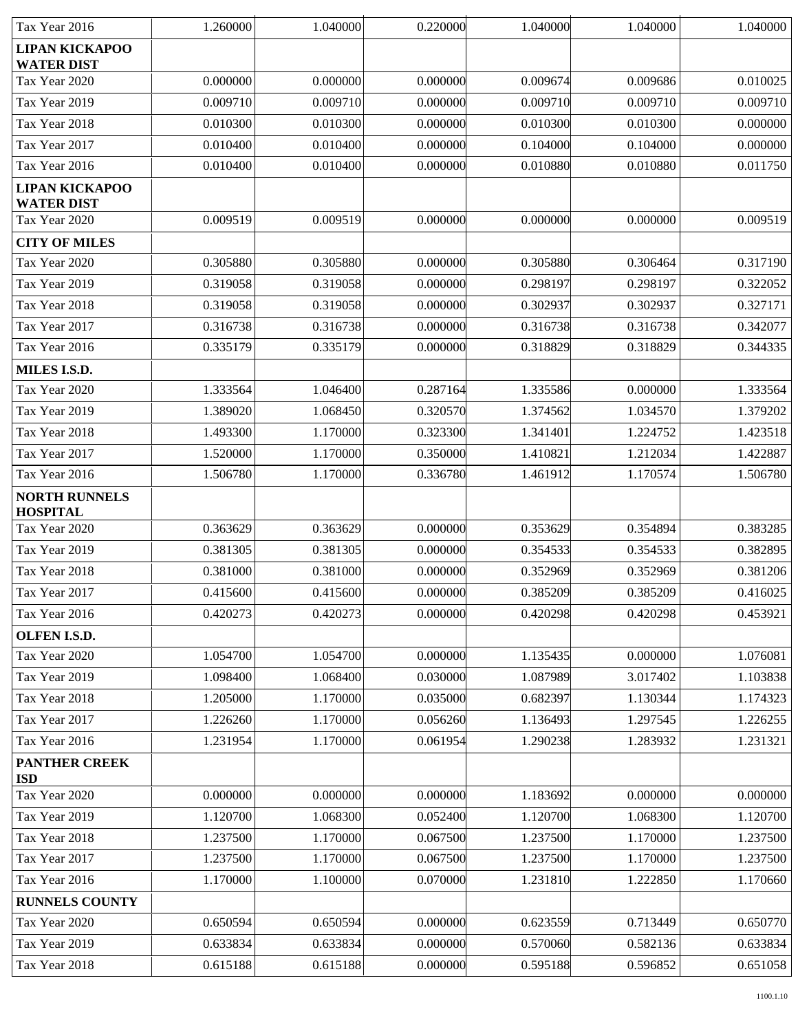| | | | | | | |
|---|---|---|---|---|---|---|
| Tax Year 2016 | 1.260000 | 1.040000 | 0.220000 | 1.040000 | 1.040000 | 1.040000 |
| **LIPAN KICKAPOO WATER DIST** | | | | | | |
| Tax Year 2020 | 0.000000 | 0.000000 | 0.000000 | 0.009674 | 0.009686 | 0.010025 |
| Tax Year 2019 | 0.009710 | 0.009710 | 0.000000 | 0.009710 | 0.009710 | 0.009710 |
| Tax Year 2018 | 0.010300 | 0.010300 | 0.000000 | 0.010300 | 0.010300 | 0.000000 |
| Tax Year 2017 | 0.010400 | 0.010400 | 0.000000 | 0.104000 | 0.104000 | 0.000000 |
| Tax Year 2016 | 0.010400 | 0.010400 | 0.000000 | 0.010880 | 0.010880 | 0.011750 |
| **LIPAN KICKAPOO WATER DIST** | | | | | | |
| Tax Year 2020 | 0.009519 | 0.009519 | 0.000000 | 0.000000 | 0.000000 | 0.009519 |
| **CITY OF MILES** | | | | | | |
| Tax Year 2020 | 0.305880 | 0.305880 | 0.000000 | 0.305880 | 0.306464 | 0.317190 |
| Tax Year 2019 | 0.319058 | 0.319058 | 0.000000 | 0.298197 | 0.298197 | 0.322052 |
| Tax Year 2018 | 0.319058 | 0.319058 | 0.000000 | 0.302937 | 0.302937 | 0.327171 |
| Tax Year 2017 | 0.316738 | 0.316738 | 0.000000 | 0.316738 | 0.316738 | 0.342077 |
| Tax Year 2016 | 0.335179 | 0.335179 | 0.000000 | 0.318829 | 0.318829 | 0.344335 |
| **MILES I.S.D.** | | | | | | |
| Tax Year 2020 | 1.333564 | 1.046400 | 0.287164 | 1.335586 | 0.000000 | 1.333564 |
| Tax Year 2019 | 1.389020 | 1.068450 | 0.320570 | 1.374562 | 1.034570 | 1.379202 |
| Tax Year 2018 | 1.493300 | 1.170000 | 0.323300 | 1.341401 | 1.224752 | 1.423518 |
| Tax Year 2017 | 1.520000 | 1.170000 | 0.350000 | 1.410821 | 1.212034 | 1.422887 |
| Tax Year 2016 | 1.506780 | 1.170000 | 0.336780 | 1.461912 | 1.170574 | 1.506780 |
| **NORTH RUNNELS HOSPITAL** | | | | | | |
| Tax Year 2020 | 0.363629 | 0.363629 | 0.000000 | 0.353629 | 0.354894 | 0.383285 |
| Tax Year 2019 | 0.381305 | 0.381305 | 0.000000 | 0.354533 | 0.354533 | 0.382895 |
| Tax Year 2018 | 0.381000 | 0.381000 | 0.000000 | 0.352969 | 0.352969 | 0.381206 |
| Tax Year 2017 | 0.415600 | 0.415600 | 0.000000 | 0.385209 | 0.385209 | 0.416025 |
| Tax Year 2016 | 0.420273 | 0.420273 | 0.000000 | 0.420298 | 0.420298 | 0.453921 |
| **OLFEN I.S.D.** | | | | | | |
| Tax Year 2020 | 1.054700 | 1.054700 | 0.000000 | 1.135435 | 0.000000 | 1.076081 |
| Tax Year 2019 | 1.098400 | 1.068400 | 0.030000 | 1.087989 | 3.017402 | 1.103838 |
| Tax Year 2018 | 1.205000 | 1.170000 | 0.035000 | 0.682397 | 1.130344 | 1.174323 |
| Tax Year 2017 | 1.226260 | 1.170000 | 0.056260 | 1.136493 | 1.297545 | 1.226255 |
| Tax Year 2016 | 1.231954 | 1.170000 | 0.061954 | 1.290238 | 1.283932 | 1.231321 |
| **PANTHER CREEK ISD** | | | | | | |
| Tax Year 2020 | 0.000000 | 0.000000 | 0.000000 | 1.183692 | 0.000000 | 0.000000 |
| Tax Year 2019 | 1.120700 | 1.068300 | 0.052400 | 1.120700 | 1.068300 | 1.120700 |
| Tax Year 2018 | 1.237500 | 1.170000 | 0.067500 | 1.237500 | 1.170000 | 1.237500 |
| Tax Year 2017 | 1.237500 | 1.170000 | 0.067500 | 1.237500 | 1.170000 | 1.237500 |
| Tax Year 2016 | 1.170000 | 1.100000 | 0.070000 | 1.231810 | 1.222850 | 1.170660 |
| **RUNNELS COUNTY** | | | | | | |
| Tax Year 2020 | 0.650594 | 0.650594 | 0.000000 | 0.623559 | 0.713449 | 0.650770 |
| Tax Year 2019 | 0.633834 | 0.633834 | 0.000000 | 0.570060 | 0.582136 | 0.633834 |
| Tax Year 2018 | 0.615188 | 0.615188 | 0.000000 | 0.595188 | 0.596852 | 0.651058 |

1100.1.10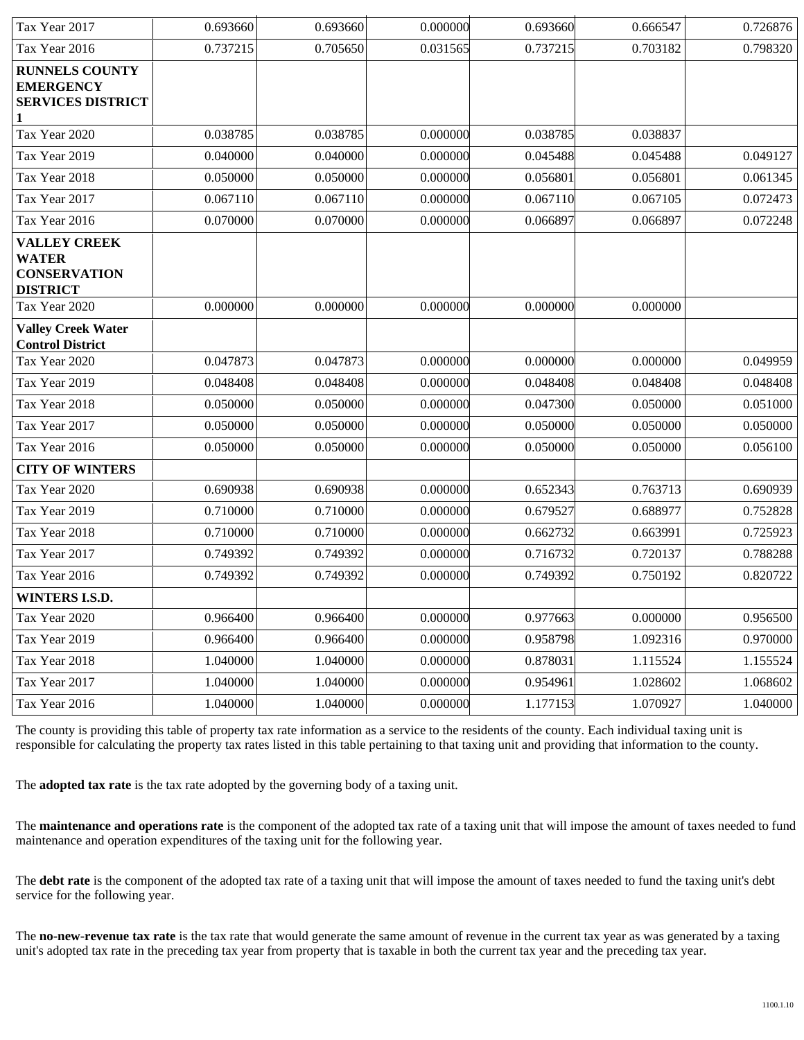| | | | | | | |
|---|---|---|---|---|---|---|
| Tax Year 2017 | 0.693660 | 0.693660 | 0.000000 | 0.693660 | 0.666547 | 0.726876 |
| Tax Year 2016 | 0.737215 | 0.705650 | 0.031565 | 0.737215 | 0.703182 | 0.798320 |
| **RUNNELS COUNTY EMERGENCY SERVICES DISTRICT 1** | | | | | | |
| Tax Year 2020 | 0.038785 | 0.038785 | 0.000000 | 0.038785 | 0.038837 | |
| Tax Year 2019 | 0.040000 | 0.040000 | 0.000000 | 0.045488 | 0.045488 | 0.049127 |
| Tax Year 2018 | 0.050000 | 0.050000 | 0.000000 | 0.056801 | 0.056801 | 0.061345 |
| Tax Year 2017 | 0.067110 | 0.067110 | 0.000000 | 0.067110 | 0.067105 | 0.072473 |
| Tax Year 2016 | 0.070000 | 0.070000 | 0.000000 | 0.066897 | 0.066897 | 0.072248 |
| **VALLEY CREEK WATER CONSERVATION DISTRICT** | | | | | | |
| Tax Year 2020 | 0.000000 | 0.000000 | 0.000000 | 0.000000 | 0.000000 | |
| **Valley Creek Water Control District** | | | | | | |
| Tax Year 2020 | 0.047873 | 0.047873 | 0.000000 | 0.000000 | 0.000000 | 0.049959 |
| Tax Year 2019 | 0.048408 | 0.048408 | 0.000000 | 0.048408 | 0.048408 | 0.048408 |
| Tax Year 2018 | 0.050000 | 0.050000 | 0.000000 | 0.047300 | 0.050000 | 0.051000 |
| Tax Year 2017 | 0.050000 | 0.050000 | 0.000000 | 0.050000 | 0.050000 | 0.050000 |
| Tax Year 2016 | 0.050000 | 0.050000 | 0.000000 | 0.050000 | 0.050000 | 0.056100 |
| **CITY OF WINTERS** | | | | | | |
| Tax Year 2020 | 0.690938 | 0.690938 | 0.000000 | 0.652343 | 0.763713 | 0.690939 |
| Tax Year 2019 | 0.710000 | 0.710000 | 0.000000 | 0.679527 | 0.688977 | 0.752828 |
| Tax Year 2018 | 0.710000 | 0.710000 | 0.000000 | 0.662732 | 0.663991 | 0.725923 |
| Tax Year 2017 | 0.749392 | 0.749392 | 0.000000 | 0.716732 | 0.720137 | 0.788288 |
| Tax Year 2016 | 0.749392 | 0.749392 | 0.000000 | 0.749392 | 0.750192 | 0.820722 |
| **WINTERS I.S.D.** | | | | | | |
| Tax Year 2020 | 0.966400 | 0.966400 | 0.000000 | 0.977663 | 0.000000 | 0.956500 |
| Tax Year 2019 | 0.966400 | 0.966400 | 0.000000 | 0.958798 | 1.092316 | 0.970000 |
| Tax Year 2018 | 1.040000 | 1.040000 | 0.000000 | 0.878031 | 1.115524 | 1.155524 |
| Tax Year 2017 | 1.040000 | 1.040000 | 0.000000 | 0.954961 | 1.028602 | 1.068602 |
| Tax Year 2016 | 1.040000 | 1.040000 | 0.000000 | 1.177153 | 1.070927 | 1.040000 |

The county is providing this table of property tax rate information as a service to the residents of the county. Each individual taxing unit is responsible for calculating the property tax rates listed in this table pertaining to that taxing unit and providing that information to the county.

The **adopted tax rate** is the tax rate adopted by the governing body of a taxing unit.

The **maintenance and operations rate** is the component of the adopted tax rate of a taxing unit that will impose the amount of taxes needed to fund maintenance and operation expenditures of the taxing unit for the following year.

The **debt rate** is the component of the adopted tax rate of a taxing unit that will impose the amount of taxes needed to fund the taxing unit's debt service for the following year.

The **no-new-revenue tax rate** is the tax rate that would generate the same amount of revenue in the current tax year as was generated by a taxing unit's adopted tax rate in the preceding tax year from property that is taxable in both the current tax year and the preceding tax year.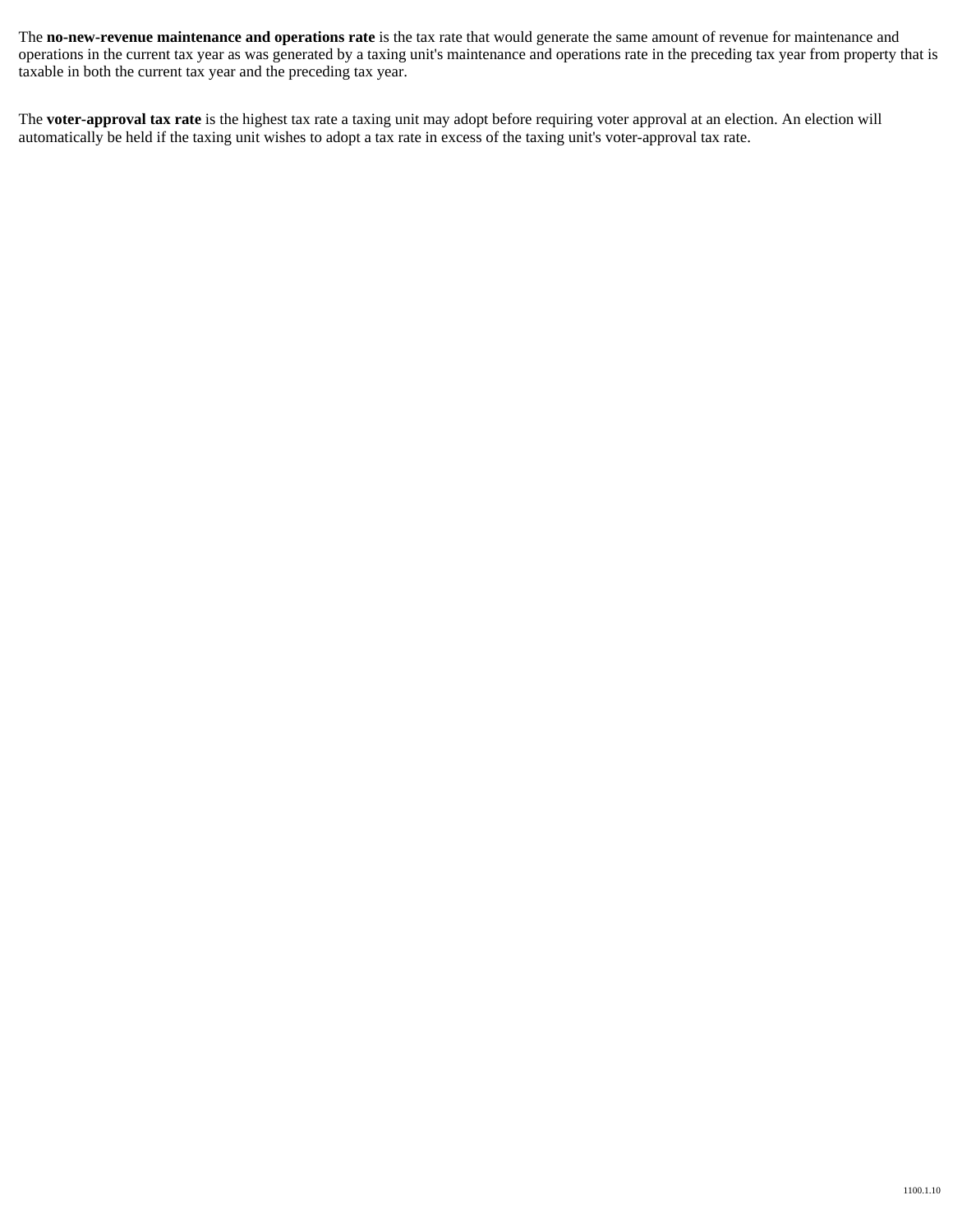The **no-new-revenue maintenance and operations rate** is the tax rate that would generate the same amount of revenue for maintenance and operations in the current tax year as was generated by a taxing unit's maintenance and operations rate in the preceding tax year from property that is taxable in both the current tax year and the preceding tax year.

The **voter-approval tax rate** is the highest tax rate a taxing unit may adopt before requiring voter approval at an election. An election will automatically be held if the taxing unit wishes to adopt a tax rate in excess of the taxing unit's voter-approval tax rate.

1100.1.10